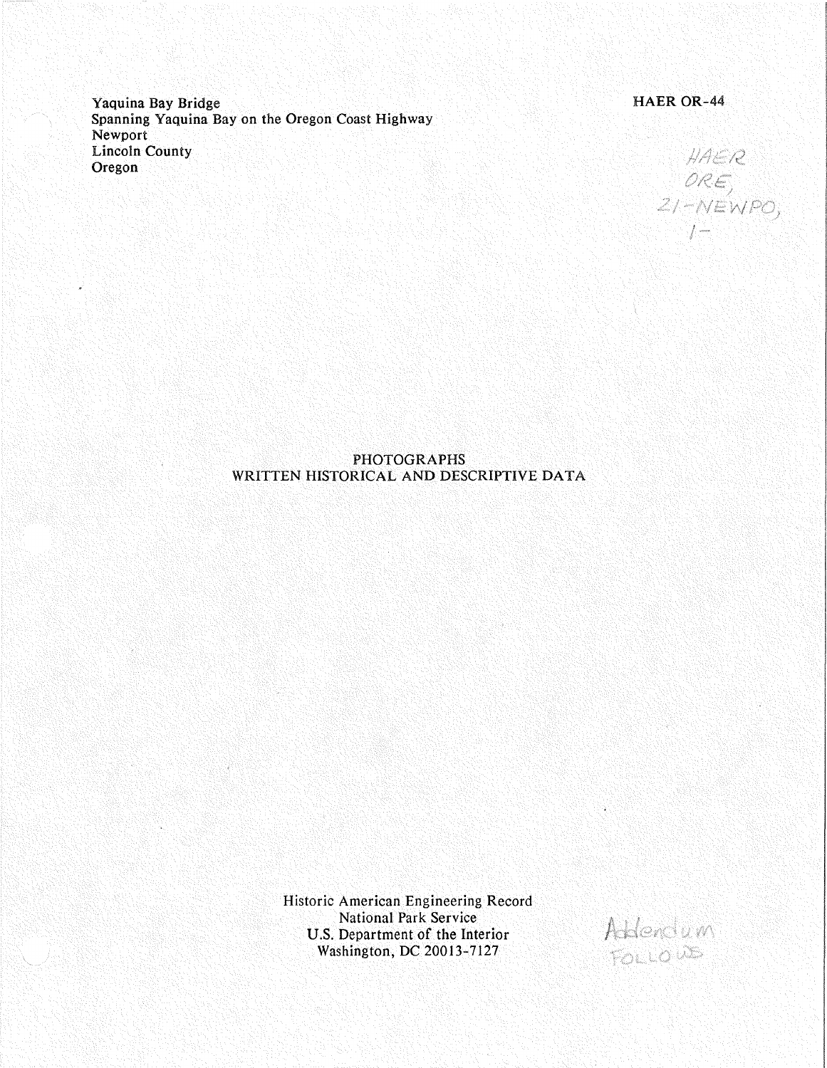Yaquina Bay Bridge
Spanning Yaquina Bay on the Oregon Coast Highway
Newport
Lincoln County
Oregon

HAER OR-44

HAER
ORE,
21-NEWPO,
1-

PHOTOGRAPHS
WRITTEN HISTORICAL AND DESCRIPTIVE DATA

Historic American Engineering Record
National Park Service
U.S. Department of the Interior
Washington, DC 20013-7127

Addendum
FOLLOWS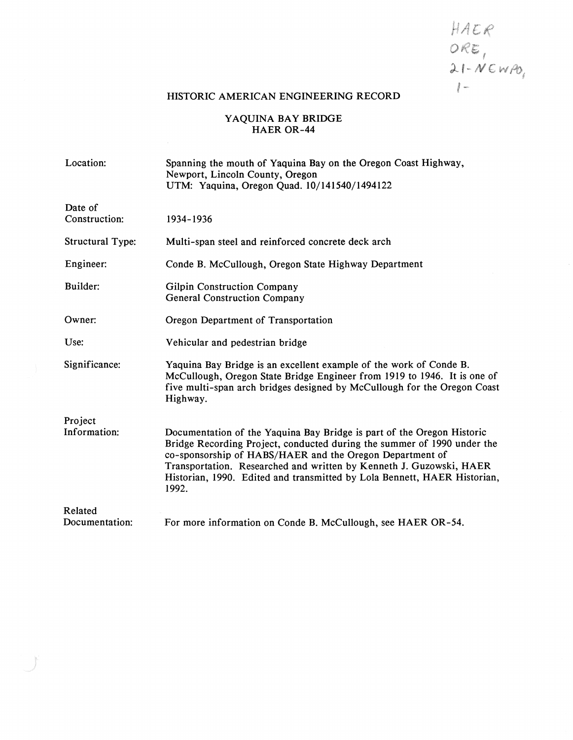HAER ORE, 21-NEWPO, 1-

# HISTORIC AMERICAN ENGINEERING RECORD

## YAQUINA BAY BRIDGE
## HAER OR-44

| | |
|---|---|
| Location: | Spanning the mouth of Yaquina Bay on the Oregon Coast Highway, Newport, Lincoln County, Oregon<br>UTM: Yaquina, Oregon Quad. 10/141540/1494122 |
| Date of Construction: | 1934-1936 |
| Structural Type: | Multi-span steel and reinforced concrete deck arch |
| Engineer: | Conde B. McCullough, Oregon State Highway Department |
| Builder: | Gilpin Construction Company<br>General Construction Company |
| Owner: | Oregon Department of Transportation |
| Use: | Vehicular and pedestrian bridge |
| Significance: | Yaquina Bay Bridge is an excellent example of the work of Conde B. McCullough, Oregon State Bridge Engineer from 1919 to 1946. It is one of five multi-span arch bridges designed by McCullough for the Oregon Coast Highway. |
| Project Information: | Documentation of the Yaquina Bay Bridge is part of the Oregon Historic Bridge Recording Project, conducted during the summer of 1990 under the co-sponsorship of HABS/HAER and the Oregon Department of Transportation. Researched and written by Kenneth J. Guzowski, HAER Historian, 1990. Edited and transmitted by Lola Bennett, HAER Historian, 1992. |
| Related Documentation: | For more information on Conde B. McCullough, see HAER OR-54. |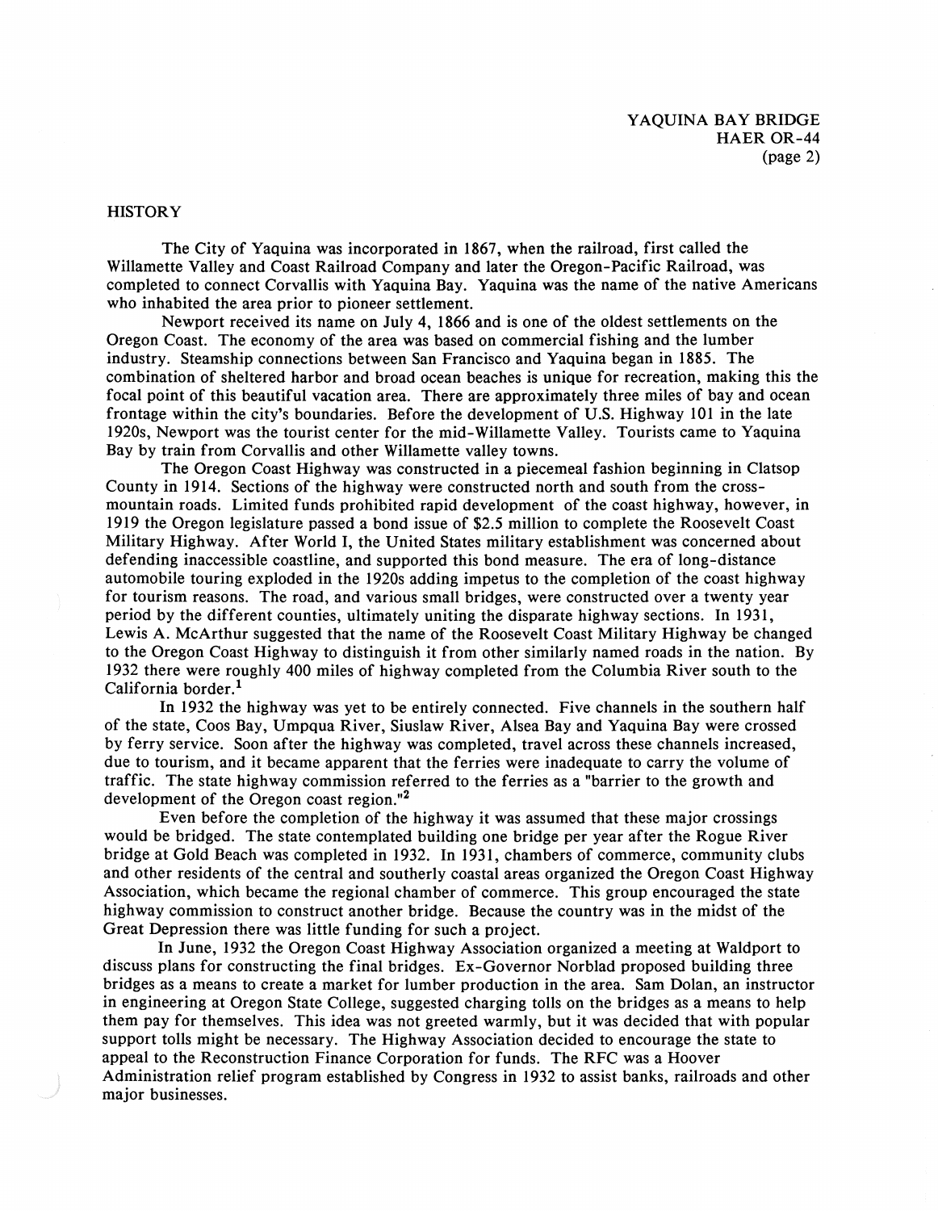## HISTORY

The City of Yaquina was incorporated in 1867, when the railroad, first called the Willamette Valley and Coast Railroad Company and later the Oregon-Pacific Railroad, was completed to connect Corvallis with Yaquina Bay. Yaquina was the name of the native Americans who inhabited the area prior to pioneer settlement.

Newport received its name on July 4, 1866 and is one of the oldest settlements on the Oregon Coast. The economy of the area was based on commercial fishing and the lumber industry. Steamship connections between San Francisco and Yaquina began in 1885. The combination of sheltered harbor and broad ocean beaches is unique for recreation, making this the focal point of this beautiful vacation area. There are approximately three miles of bay and ocean frontage within the city's boundaries. Before the development of U.S. Highway 101 in the late 1920s, Newport was the tourist center for the mid-Willamette Valley. Tourists came to Yaquina Bay by train from Corvallis and other Willamette valley towns.

The Oregon Coast Highway was constructed in a piecemeal fashion beginning in Clatsop County in 1914. Sections of the highway were constructed north and south from the cross-mountain roads. Limited funds prohibited rapid development of the coast highway, however, in 1919 the Oregon legislature passed a bond issue of $2.5 million to complete the Roosevelt Coast Military Highway. After World I, the United States military establishment was concerned about defending inaccessible coastline, and supported this bond measure. The era of long-distance automobile touring exploded in the 1920s adding impetus to the completion of the coast highway for tourism reasons. The road, and various small bridges, were constructed over a twenty year period by the different counties, ultimately uniting the disparate highway sections. In 1931, Lewis A. McArthur suggested that the name of the Roosevelt Coast Military Highway be changed to the Oregon Coast Highway to distinguish it from other similarly named roads in the nation. By 1932 there were roughly 400 miles of highway completed from the Columbia River south to the California border.[1]

In 1932 the highway was yet to be entirely connected. Five channels in the southern half of the state, Coos Bay, Umpqua River, Siuslaw River, Alsea Bay and Yaquina Bay were crossed by ferry service. Soon after the highway was completed, travel across these channels increased, due to tourism, and it became apparent that the ferries were inadequate to carry the volume of traffic. The state highway commission referred to the ferries as a "barrier to the growth and development of the Oregon coast region."[2]

Even before the completion of the highway it was assumed that these major crossings would be bridged. The state contemplated building one bridge per year after the Rogue River bridge at Gold Beach was completed in 1932. In 1931, chambers of commerce, community clubs and other residents of the central and southerly coastal areas organized the Oregon Coast Highway Association, which became the regional chamber of commerce. This group encouraged the state highway commission to construct another bridge. Because the country was in the midst of the Great Depression there was little funding for such a project.

In June, 1932 the Oregon Coast Highway Association organized a meeting at Waldport to discuss plans for constructing the final bridges. Ex-Governor Norblad proposed building three bridges as a means to create a market for lumber production in the area. Sam Dolan, an instructor in engineering at Oregon State College, suggested charging tolls on the bridges as a means to help them pay for themselves. This idea was not greeted warmly, but it was decided that with popular support tolls might be necessary. The Highway Association decided to encourage the state to appeal to the Reconstruction Finance Corporation for funds. The RFC was a Hoover Administration relief program established by Congress in 1932 to assist banks, railroads and other major businesses.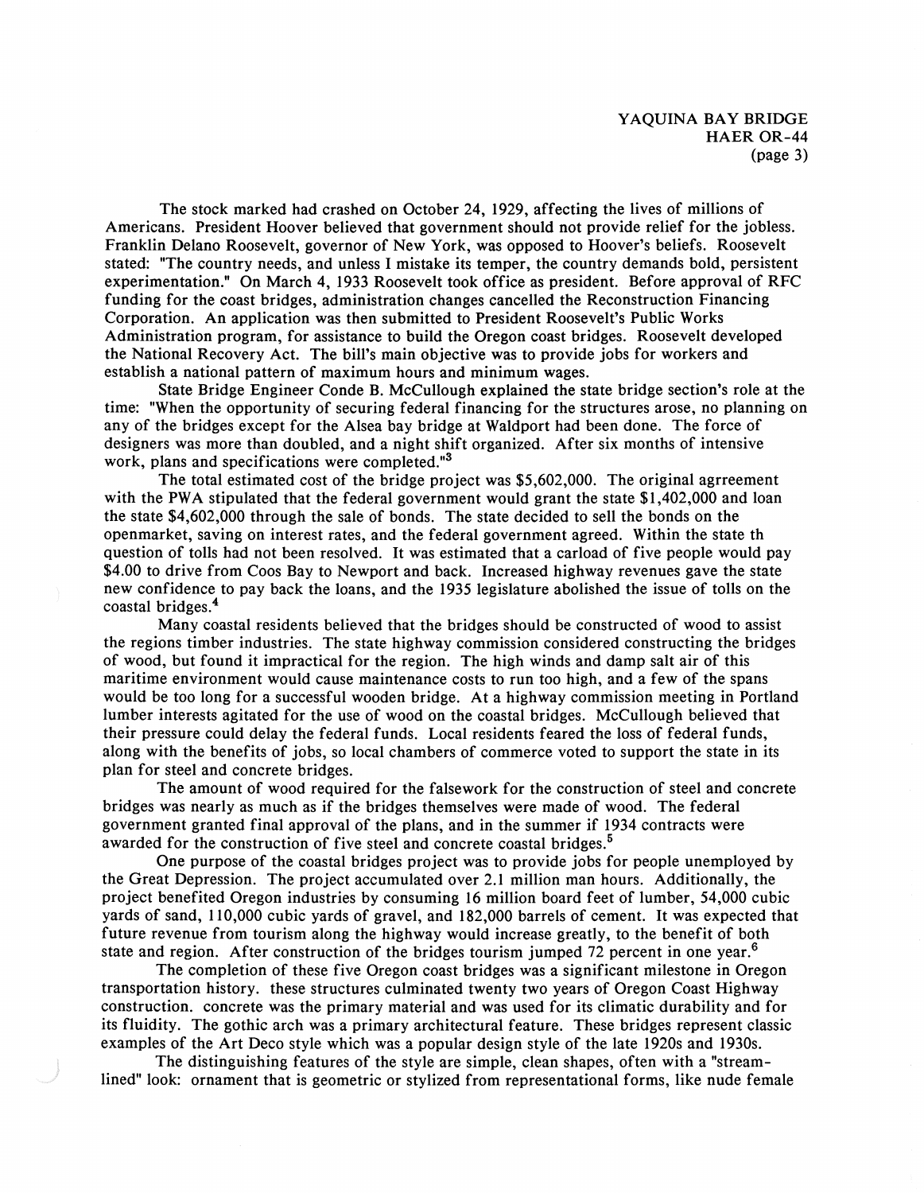The stock marked had crashed on October 24, 1929, affecting the lives of millions of Americans. President Hoover believed that government should not provide relief for the jobless. Franklin Delano Roosevelt, governor of New York, was opposed to Hoover's beliefs. Roosevelt stated: "The country needs, and unless I mistake its temper, the country demands bold, persistent experimentation." On March 4, 1933 Roosevelt took office as president. Before approval of RFC funding for the coast bridges, administration changes cancelled the Reconstruction Financing Corporation. An application was then submitted to President Roosevelt's Public Works Administration program, for assistance to build the Oregon coast bridges. Roosevelt developed the National Recovery Act. The bill's main objective was to provide jobs for workers and establish a national pattern of maximum hours and minimum wages.

State Bridge Engineer Conde B. McCullough explained the state bridge section's role at the time: "When the opportunity of securing federal financing for the structures arose, no planning on any of the bridges except for the Alsea bay bridge at Waldport had been done. The force of designers was more than doubled, and a night shift organized. After six months of intensive work, plans and specifications were completed."[3]

The total estimated cost of the bridge project was $5,602,000. The original agrreement with the PWA stipulated that the federal government would grant the state $1,402,000 and loan the state $4,602,000 through the sale of bonds. The state decided to sell the bonds on the openmarket, saving on interest rates, and the federal government agreed. Within the state th question of tolls had not been resolved. It was estimated that a carload of five people would pay $4.00 to drive from Coos Bay to Newport and back. Increased highway revenues gave the state new confidence to pay back the loans, and the 1935 legislature abolished the issue of tolls on the coastal bridges.[4]

Many coastal residents believed that the bridges should be constructed of wood to assist the regions timber industries. The state highway commission considered constructing the bridges of wood, but found it impractical for the region. The high winds and damp salt air of this maritime environment would cause maintenance costs to run too high, and a few of the spans would be too long for a successful wooden bridge. At a highway commission meeting in Portland lumber interests agitated for the use of wood on the coastal bridges. McCullough believed that their pressure could delay the federal funds. Local residents feared the loss of federal funds, along with the benefits of jobs, so local chambers of commerce voted to support the state in its plan for steel and concrete bridges.

The amount of wood required for the falsework for the construction of steel and concrete bridges was nearly as much as if the bridges themselves were made of wood. The federal government granted final approval of the plans, and in the summer if 1934 contracts were awarded for the construction of five steel and concrete coastal bridges.[5]

One purpose of the coastal bridges project was to provide jobs for people unemployed by the Great Depression. The project accumulated over 2.1 million man hours. Additionally, the project benefited Oregon industries by consuming 16 million board feet of lumber, 54,000 cubic yards of sand, 110,000 cubic yards of gravel, and 182,000 barrels of cement. It was expected that future revenue from tourism along the highway would increase greatly, to the benefit of both state and region. After construction of the bridges tourism jumped 72 percent in one year.[6]

The completion of these five Oregon coast bridges was a significant milestone in Oregon transportation history. these structures culminated twenty two years of Oregon Coast Highway construction. concrete was the primary material and was used for its climatic durability and for its fluidity. The gothic arch was a primary architectural feature. These bridges represent classic examples of the Art Deco style which was a popular design style of the late 1920s and 1930s.

The distinguishing features of the style are simple, clean shapes, often with a "stream-lined" look: ornament that is geometric or stylized from representational forms, like nude female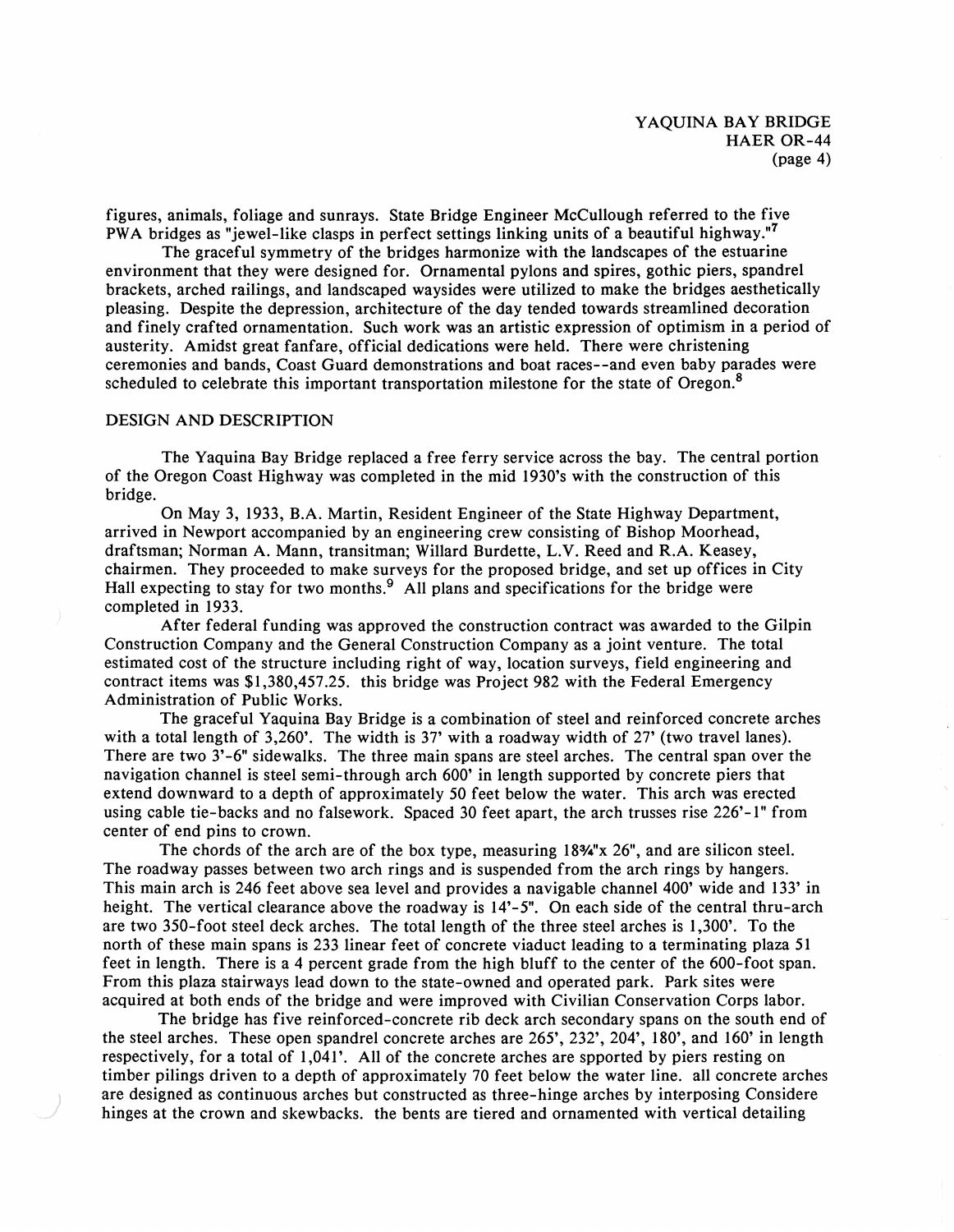figures, animals, foliage and sunrays. State Bridge Engineer McCullough referred to the five PWA bridges as "jewel-like clasps in perfect settings linking units of a beautiful highway."[7]

The graceful symmetry of the bridges harmonize with the landscapes of the estuarine environment that they were designed for. Ornamental pylons and spires, gothic piers, spandrel brackets, arched railings, and landscaped waysides were utilized to make the bridges aesthetically pleasing. Despite the depression, architecture of the day tended towards streamlined decoration and finely crafted ornamentation. Such work was an artistic expression of optimism in a period of austerity. Amidst great fanfare, official dedications were held. There were christening ceremonies and bands, Coast Guard demonstrations and boat races--and even baby parades were scheduled to celebrate this important transportation milestone for the state of Oregon.[8]

## DESIGN AND DESCRIPTION

The Yaquina Bay Bridge replaced a free ferry service across the bay. The central portion of the Oregon Coast Highway was completed in the mid 1930's with the construction of this bridge.

On May 3, 1933, B.A. Martin, Resident Engineer of the State Highway Department, arrived in Newport accompanied by an engineering crew consisting of Bishop Moorhead, draftsman; Norman A. Mann, transitman; Willard Burdette, L.V. Reed and R.A. Keasey, chairmen. They proceeded to make surveys for the proposed bridge, and set up offices in City Hall expecting to stay for two months.[9] All plans and specifications for the bridge were completed in 1933.

After federal funding was approved the construction contract was awarded to the Gilpin Construction Company and the General Construction Company as a joint venture. The total estimated cost of the structure including right of way, location surveys, field engineering and contract items was $1,380,457.25. this bridge was Project 982 with the Federal Emergency Administration of Public Works.

The graceful Yaquina Bay Bridge is a combination of steel and reinforced concrete arches with a total length of 3,260'. The width is 37' with a roadway width of 27' (two travel lanes). There are two 3'-6" sidewalks. The three main spans are steel arches. The central span over the navigation channel is steel semi-through arch 600' in length supported by concrete piers that extend downward to a depth of approximately 50 feet below the water. This arch was erected using cable tie-backs and no falsework. Spaced 30 feet apart, the arch trusses rise 226'-1" from center of end pins to crown.

The chords of the arch are of the box type, measuring 18¾"x 26", and are silicon steel. The roadway passes between two arch rings and is suspended from the arch rings by hangers. This main arch is 246 feet above sea level and provides a navigable channel 400' wide and 133' in height. The vertical clearance above the roadway is 14'-5". On each side of the central thru-arch are two 350-foot steel deck arches. The total length of the three steel arches is 1,300'. To the north of these main spans is 233 linear feet of concrete viaduct leading to a terminating plaza 51 feet in length. There is a 4 percent grade from the high bluff to the center of the 600-foot span. From this plaza stairways lead down to the state-owned and operated park. Park sites were acquired at both ends of the bridge and were improved with Civilian Conservation Corps labor.

The bridge has five reinforced-concrete rib deck arch secondary spans on the south end of the steel arches. These open spandrel concrete arches are 265', 232', 204', 180', and 160' in length respectively, for a total of 1,041'. All of the concrete arches are spported by piers resting on timber pilings driven to a depth of approximately 70 feet below the water line. all concrete arches are designed as continuous arches but constructed as three-hinge arches by interposing Considere hinges at the crown and skewbacks. the bents are tiered and ornamented with vertical detailing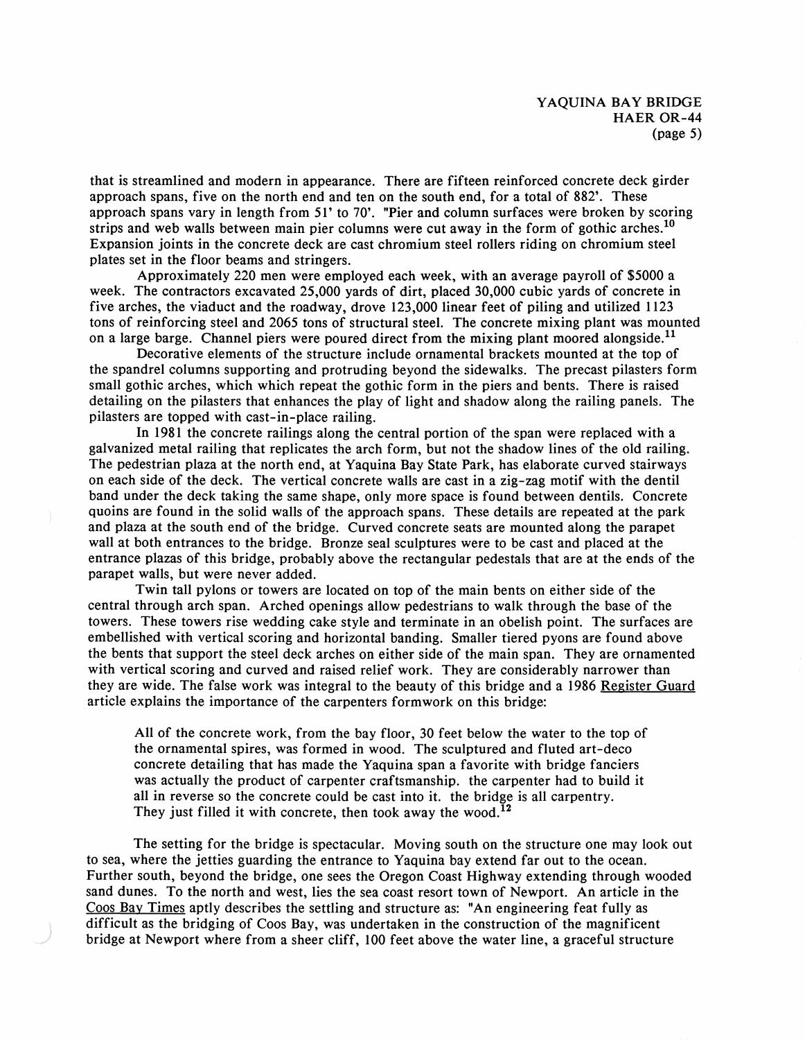that is streamlined and modern in appearance. There are fifteen reinforced concrete deck girder approach spans, five on the north end and ten on the south end, for a total of 882'. These approach spans vary in length from 51' to 70'. "Pier and column surfaces were broken by scoring strips and web walls between main pier columns were cut away in the form of gothic arches.[10] Expansion joints in the concrete deck are cast chromium steel rollers riding on chromium steel plates set in the floor beams and stringers.

Approximately 220 men were employed each week, with an average payroll of $5000 a week. The contractors excavated 25,000 yards of dirt, placed 30,000 cubic yards of concrete in five arches, the viaduct and the roadway, drove 123,000 linear feet of piling and utilized 1123 tons of reinforcing steel and 2065 tons of structural steel. The concrete mixing plant was mounted on a large barge. Channel piers were poured direct from the mixing plant moored alongside.[11]

Decorative elements of the structure include ornamental brackets mounted at the top of the spandrel columns supporting and protruding beyond the sidewalks. The precast pilasters form small gothic arches, which which repeat the gothic form in the piers and bents. There is raised detailing on the pilasters that enhances the play of light and shadow along the railing panels. The pilasters are topped with cast-in-place railing.

In 1981 the concrete railings along the central portion of the span were replaced with a galvanized metal railing that replicates the arch form, but not the shadow lines of the old railing. The pedestrian plaza at the north end, at Yaquina Bay State Park, has elaborate curved stairways on each side of the deck. The vertical concrete walls are cast in a zig-zag motif with the dentil band under the deck taking the same shape, only more space is found between dentils. Concrete quoins are found in the solid walls of the approach spans. These details are repeated at the park and plaza at the south end of the bridge. Curved concrete seats are mounted along the parapet wall at both entrances to the bridge. Bronze seal sculptures were to be cast and placed at the entrance plazas of this bridge, probably above the rectangular pedestals that are at the ends of the parapet walls, but were never added.

Twin tall pylons or towers are located on top of the main bents on either side of the central through arch span. Arched openings allow pedestrians to walk through the base of the towers. These towers rise wedding cake style and terminate in an obelish point. The surfaces are embellished with vertical scoring and horizontal banding. Smaller tiered pyons are found above the bents that support the steel deck arches on either side of the main span. They are ornamented with vertical scoring and curved and raised relief work. They are considerably narrower than they are wide. The false work was integral to the beauty of this bridge and a 1986 Register Guard article explains the importance of the carpenters formwork on this bridge:

> All of the concrete work, from the bay floor, 30 feet below the water to the top of the ornamental spires, was formed in wood. The sculptured and fluted art-deco concrete detailing that has made the Yaquina span a favorite with bridge fanciers was actually the product of carpenter craftsmanship. the carpenter had to build it all in reverse so the concrete could be cast into it. the bridge is all carpentry. They just filled it with concrete, then took away the wood.[12]

The setting for the bridge is spectacular. Moving south on the structure one may look out to sea, where the jetties guarding the entrance to Yaquina bay extend far out to the ocean. Further south, beyond the bridge, one sees the Oregon Coast Highway extending through wooded sand dunes. To the north and west, lies the sea coast resort town of Newport. An article in the Coos Bay Times aptly describes the settling and structure as: "An engineering feat fully as difficult as the bridging of Coos Bay, was undertaken in the construction of the magnificent bridge at Newport where from a sheer cliff, 100 feet above the water line, a graceful structure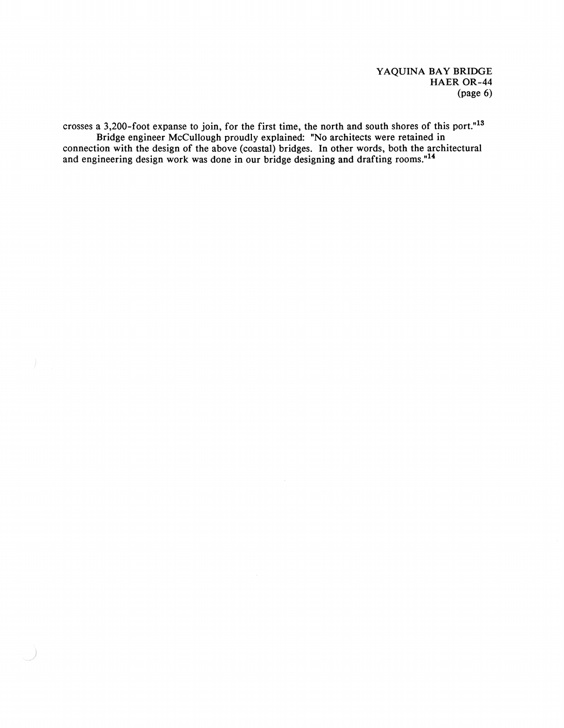crosses a 3,200-foot expanse to join, for the first time, the north and south shores of this port."[13]

Bridge engineer McCullough proudly explained: "No architects were retained in connection with the design of the above (coastal) bridges. In other words, both the architectural and engineering design work was done in our bridge designing and drafting rooms."[14]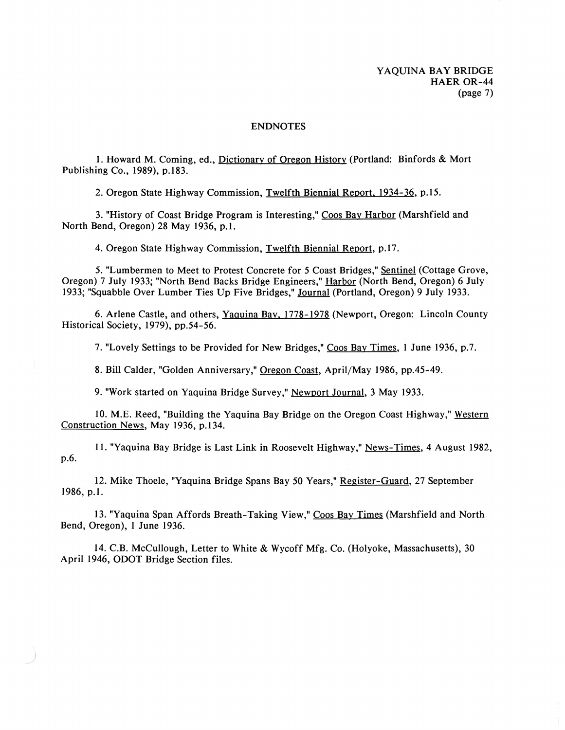## ENDNOTES

1. Howard M. Coming, ed., Dictionary of Oregon History (Portland: Binfords & Mort Publishing Co., 1989), p.183.

2. Oregon State Highway Commission, Twelfth Biennial Report, 1934-36, p.15.

3. "History of Coast Bridge Program is Interesting," Coos Bay Harbor (Marshfield and North Bend, Oregon) 28 May 1936, p.1.

4. Oregon State Highway Commission, Twelfth Biennial Report, p.17.

5. "Lumbermen to Meet to Protest Concrete for 5 Coast Bridges," Sentinel (Cottage Grove, Oregon) 7 July 1933; "North Bend Backs Bridge Engineers," Harbor (North Bend, Oregon) 6 July 1933; "Squabble Over Lumber Ties Up Five Bridges," Journal (Portland, Oregon) 9 July 1933.

6. Arlene Castle, and others, Yaquina Bay, 1778-1978 (Newport, Oregon: Lincoln County Historical Society, 1979), pp.54-56.

7. "Lovely Settings to be Provided for New Bridges," Coos Bay Times, 1 June 1936, p.7.

8. Bill Calder, "Golden Anniversary," Oregon Coast, April/May 1986, pp.45-49.

9. "Work started on Yaquina Bridge Survey," Newport Journal, 3 May 1933.

10. M.E. Reed, "Building the Yaquina Bay Bridge on the Oregon Coast Highway," Western Construction News, May 1936, p.134.

11. "Yaquina Bay Bridge is Last Link in Roosevelt Highway," News-Times, 4 August 1982, p.6.

12. Mike Thoele, "Yaquina Bridge Spans Bay 50 Years," Register-Guard, 27 September 1986, p.1.

13. "Yaquina Span Affords Breath-Taking View," Coos Bay Times (Marshfield and North Bend, Oregon), 1 June 1936.

14. C.B. McCullough, Letter to White & Wycoff Mfg. Co. (Holyoke, Massachusetts), 30 April 1946, ODOT Bridge Section files.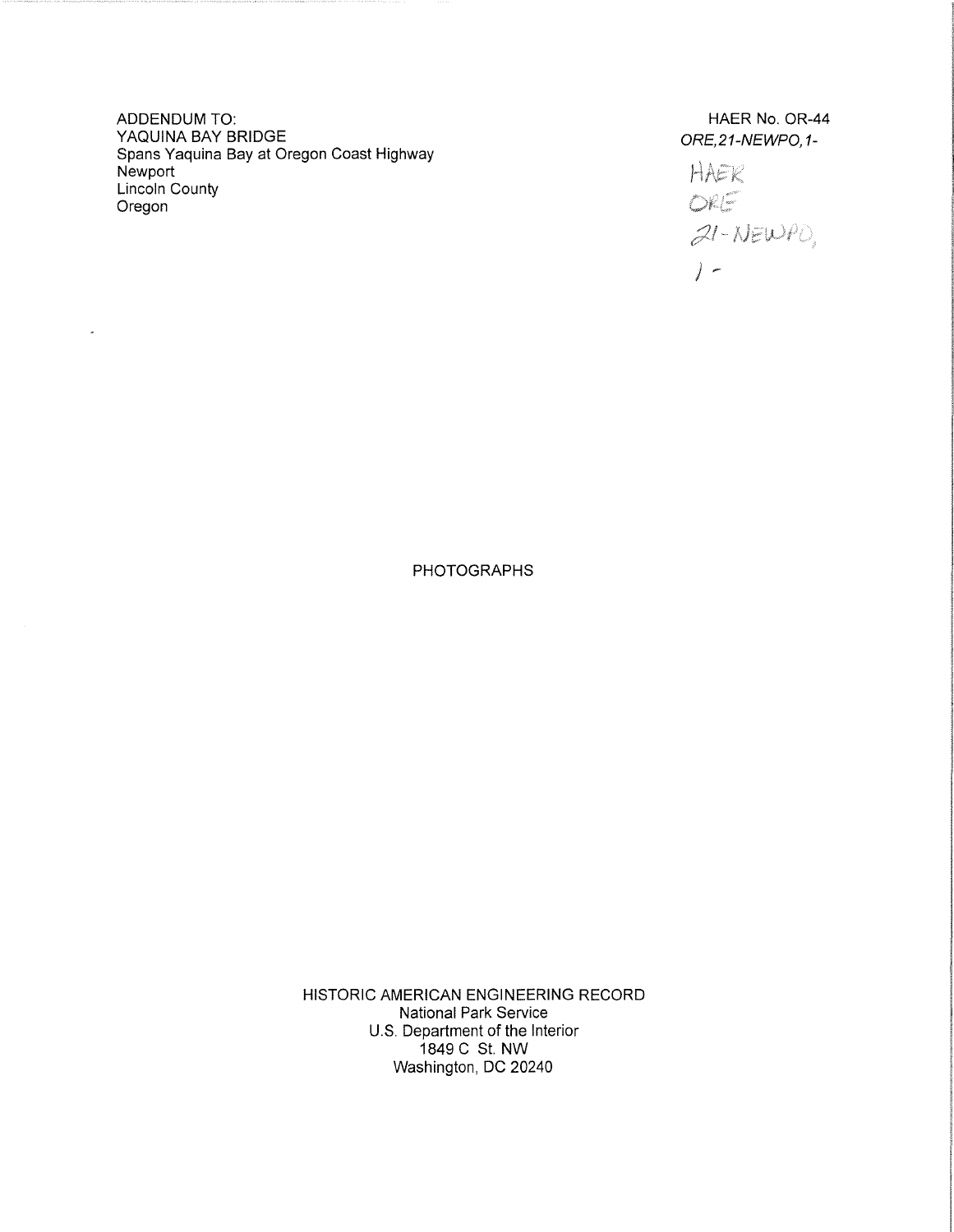ADDENDUM TO:
YAQUINA BAY BRIDGE
Spans Yaquina Bay at Oregon Coast Highway
Newport
Lincoln County
Oregon

HAER No. OR-44
*ORE,21-NEWPO,1-*

HAER
ORE
21-NEWPO,
1-

PHOTOGRAPHS

HISTORIC AMERICAN ENGINEERING RECORD
National Park Service
U.S. Department of the Interior
1849 C St. NW
Washington, DC 20240